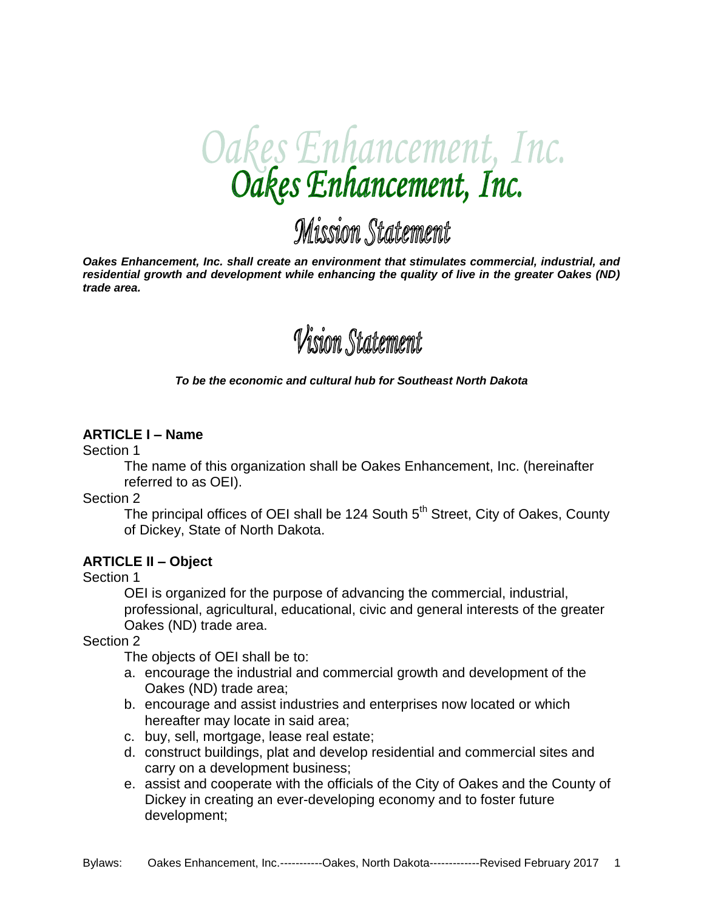# Oakes Enhancement, Inc.

## Mission Statement

***Oakes Enhancement, Inc. shall create an environment that stimulates commercial, industrial, and residential growth and development while enhancing the quality of live in the greater Oakes (ND) trade area.***

## Vision Statement

***To be the economic and cultural hub for Southeast North Dakota***

### ARTICLE I – Name

Section 1

The name of this organization shall be Oakes Enhancement, Inc. (hereinafter referred to as OEI).

Section 2

The principal offices of OEI shall be 124 South 5th Street, City of Oakes, County of Dickey, State of North Dakota.

### ARTICLE II – Object

Section 1

OEI is organized for the purpose of advancing the commercial, industrial, professional, agricultural, educational, civic and general interests of the greater Oakes (ND) trade area.

Section 2

The objects of OEI shall be to:

a. encourage the industrial and commercial growth and development of the Oakes (ND) trade area;
b. encourage and assist industries and enterprises now located or which hereafter may locate in said area;
c. buy, sell, mortgage, lease real estate;
d. construct buildings, plat and develop residential and commercial sites and carry on a development business;
e. assist and cooperate with the officials of the City of Oakes and the County of Dickey in creating an ever-developing economy and to foster future development;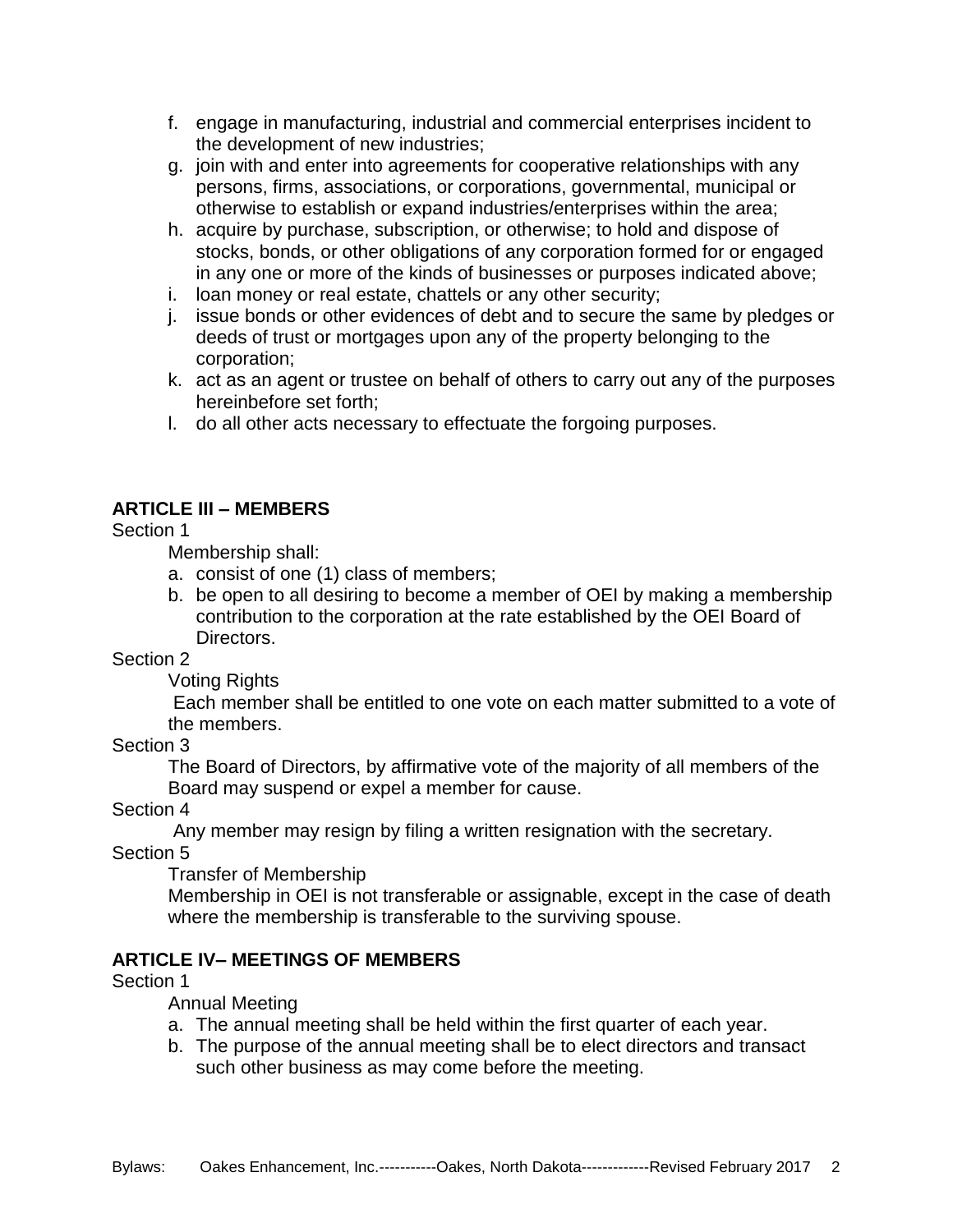f. engage in manufacturing, industrial and commercial enterprises incident to the development of new industries;
g. join with and enter into agreements for cooperative relationships with any persons, firms, associations, or corporations, governmental, municipal or otherwise to establish or expand industries/enterprises within the area;
h. acquire by purchase, subscription, or otherwise; to hold and dispose of stocks, bonds, or other obligations of any corporation formed for or engaged in any one or more of the kinds of businesses or purposes indicated above;
i. loan money or real estate, chattels or any other security;
j. issue bonds or other evidences of debt and to secure the same by pledges or deeds of trust or mortgages upon any of the property belonging to the corporation;
k. act as an agent or trustee on behalf of others to carry out any of the purposes hereinbefore set forth;
l. do all other acts necessary to effectuate the forgoing purposes.

**ARTICLE III – MEMBERS**

Section 1

Membership shall:

a. consist of one (1) class of members;
b. be open to all desiring to become a member of OEI by making a membership contribution to the corporation at the rate established by the OEI Board of Directors.

Section 2

Voting Rights

Each member shall be entitled to one vote on each matter submitted to a vote of the members.

Section 3

The Board of Directors, by affirmative vote of the majority of all members of the Board may suspend or expel a member for cause.

Section 4

Any member may resign by filing a written resignation with the secretary.

Section 5

Transfer of Membership

Membership in OEI is not transferable or assignable, except in the case of death where the membership is transferable to the surviving spouse.

**ARTICLE IV– MEETINGS OF MEMBERS**

Section 1

Annual Meeting

a. The annual meeting shall be held within the first quarter of each year.
b. The purpose of the annual meeting shall be to elect directors and transact such other business as may come before the meeting.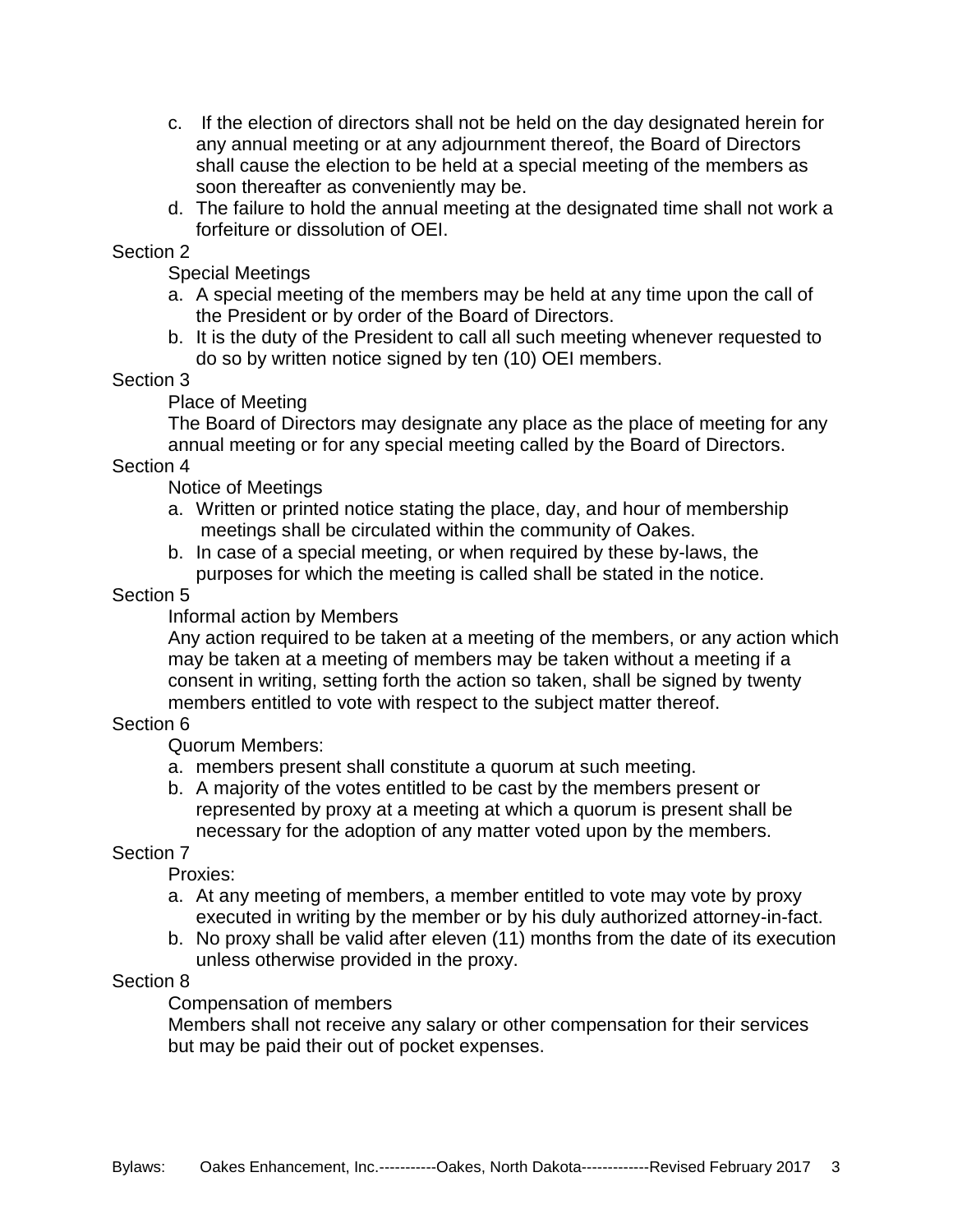c. If the election of directors shall not be held on the day designated herein for any annual meeting or at any adjournment thereof, the Board of Directors shall cause the election to be held at a special meeting of the members as soon thereafter as conveniently may be.

d. The failure to hold the annual meeting at the designated time shall not work a forfeiture or dissolution of OEI.

Section 2

Special Meetings

a. A special meeting of the members may be held at any time upon the call of the President or by order of the Board of Directors.

b. It is the duty of the President to call all such meeting whenever requested to do so by written notice signed by ten (10) OEI members.

Section 3

Place of Meeting

The Board of Directors may designate any place as the place of meeting for any annual meeting or for any special meeting called by the Board of Directors.

Section 4

Notice of Meetings

a. Written or printed notice stating the place, day, and hour of membership meetings shall be circulated within the community of Oakes.

b. In case of a special meeting, or when required by these by-laws, the purposes for which the meeting is called shall be stated in the notice.

Section 5

Informal action by Members

Any action required to be taken at a meeting of the members, or any action which may be taken at a meeting of members may be taken without a meeting if a consent in writing, setting forth the action so taken, shall be signed by twenty members entitled to vote with respect to the subject matter thereof.

Section 6

Quorum Members:

a. members present shall constitute a quorum at such meeting.

b. A majority of the votes entitled to be cast by the members present or represented by proxy at a meeting at which a quorum is present shall be necessary for the adoption of any matter voted upon by the members.

Section 7

Proxies:

a. At any meeting of members, a member entitled to vote may vote by proxy executed in writing by the member or by his duly authorized attorney-in-fact.

b. No proxy shall be valid after eleven (11) months from the date of its execution unless otherwise provided in the proxy.

Section 8

Compensation of members

Members shall not receive any salary or other compensation for their services but may be paid their out of pocket expenses.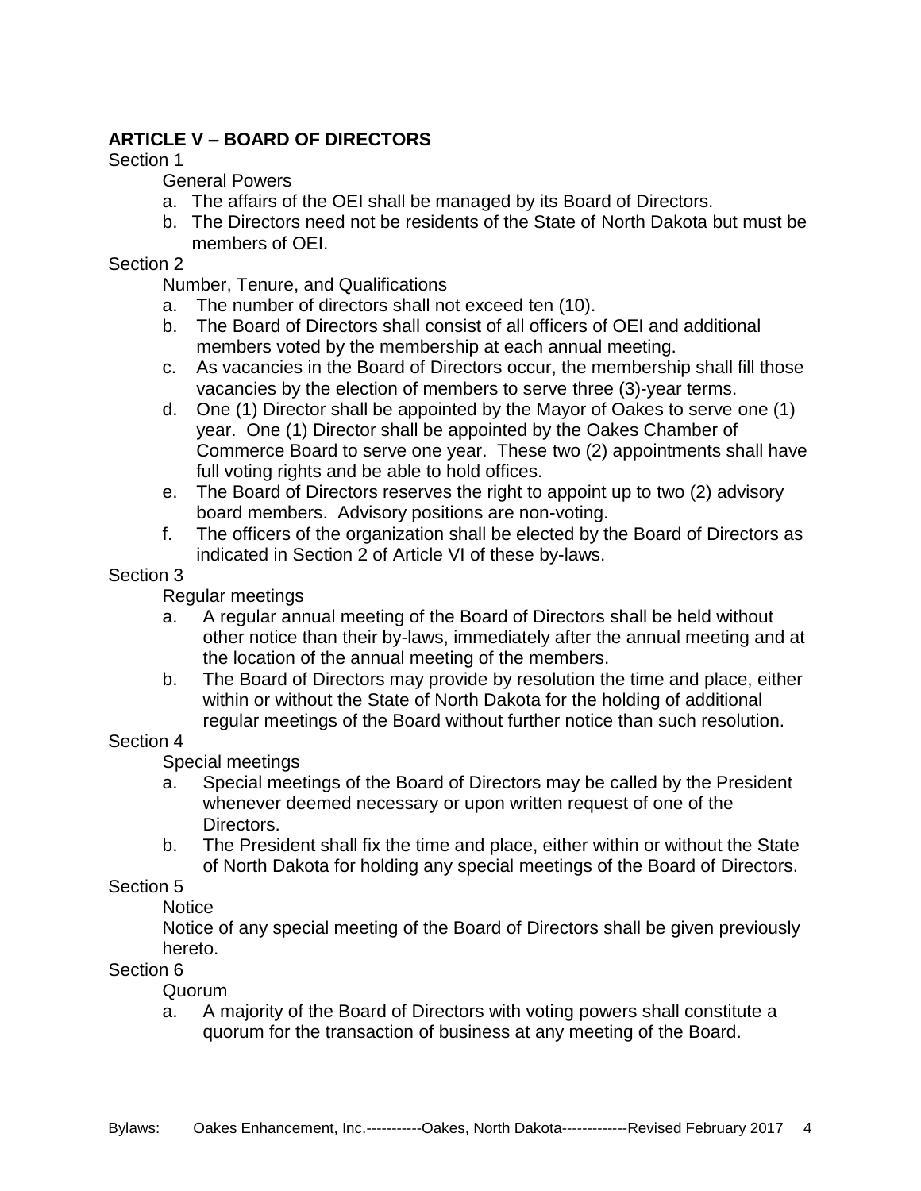## ARTICLE V – BOARD OF DIRECTORS

Section 1

General Powers

a. The affairs of the OEI shall be managed by its Board of Directors.
b. The Directors need not be residents of the State of North Dakota but must be members of OEI.

Section 2

Number, Tenure, and Qualifications

a. The number of directors shall not exceed ten (10).
b. The Board of Directors shall consist of all officers of OEI and additional members voted by the membership at each annual meeting.
c. As vacancies in the Board of Directors occur, the membership shall fill those vacancies by the election of members to serve three (3)-year terms.
d. One (1) Director shall be appointed by the Mayor of Oakes to serve one (1) year. One (1) Director shall be appointed by the Oakes Chamber of Commerce Board to serve one year. These two (2) appointments shall have full voting rights and be able to hold offices.
e. The Board of Directors reserves the right to appoint up to two (2) advisory board members. Advisory positions are non-voting.
f. The officers of the organization shall be elected by the Board of Directors as indicated in Section 2 of Article VI of these by-laws.

Section 3

Regular meetings

a. A regular annual meeting of the Board of Directors shall be held without other notice than their by-laws, immediately after the annual meeting and at the location of the annual meeting of the members.
b. The Board of Directors may provide by resolution the time and place, either within or without the State of North Dakota for the holding of additional regular meetings of the Board without further notice than such resolution.

Section 4

Special meetings

a. Special meetings of the Board of Directors may be called by the President whenever deemed necessary or upon written request of one of the Directors.
b. The President shall fix the time and place, either within or without the State of North Dakota for holding any special meetings of the Board of Directors.

Section 5

Notice

Notice of any special meeting of the Board of Directors shall be given previously hereto.

Section 6

Quorum

a. A majority of the Board of Directors with voting powers shall constitute a quorum for the transaction of business at any meeting of the Board.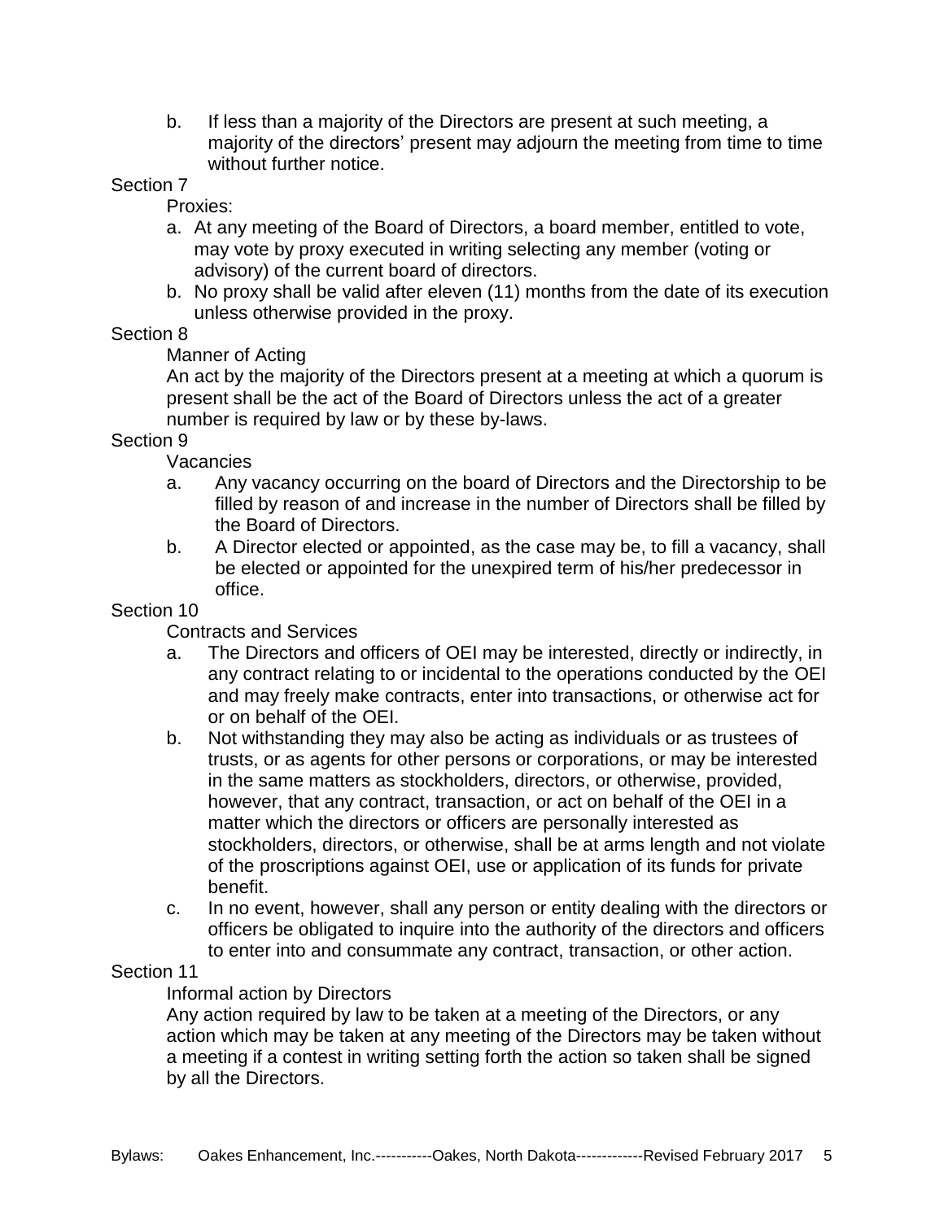b. If less than a majority of the Directors are present at such meeting, a majority of the directors' present may adjourn the meeting from time to time without further notice.

Section 7

Proxies:

a. At any meeting of the Board of Directors, a board member, entitled to vote, may vote by proxy executed in writing selecting any member (voting or advisory) of the current board of directors.
b. No proxy shall be valid after eleven (11) months from the date of its execution unless otherwise provided in the proxy.

Section 8

Manner of Acting

An act by the majority of the Directors present at a meeting at which a quorum is present shall be the act of the Board of Directors unless the act of a greater number is required by law or by these by-laws.

Section 9

Vacancies

a. Any vacancy occurring on the board of Directors and the Directorship to be filled by reason of and increase in the number of Directors shall be filled by the Board of Directors.
b. A Director elected or appointed, as the case may be, to fill a vacancy, shall be elected or appointed for the unexpired term of his/her predecessor in office.

Section 10

Contracts and Services

a. The Directors and officers of OEI may be interested, directly or indirectly, in any contract relating to or incidental to the operations conducted by the OEI and may freely make contracts, enter into transactions, or otherwise act for or on behalf of the OEI.
b. Not withstanding they may also be acting as individuals or as trustees of trusts, or as agents for other persons or corporations, or may be interested in the same matters as stockholders, directors, or otherwise, provided, however, that any contract, transaction, or act on behalf of the OEI in a matter which the directors or officers are personally interested as stockholders, directors, or otherwise, shall be at arms length and not violate of the proscriptions against OEI, use or application of its funds for private benefit.
c. In no event, however, shall any person or entity dealing with the directors or officers be obligated to inquire into the authority of the directors and officers to enter into and consummate any contract, transaction, or other action.

Section 11

Informal action by Directors

Any action required by law to be taken at a meeting of the Directors, or any action which may be taken at any meeting of the Directors may be taken without a meeting if a contest in writing setting forth the action so taken shall be signed by all the Directors.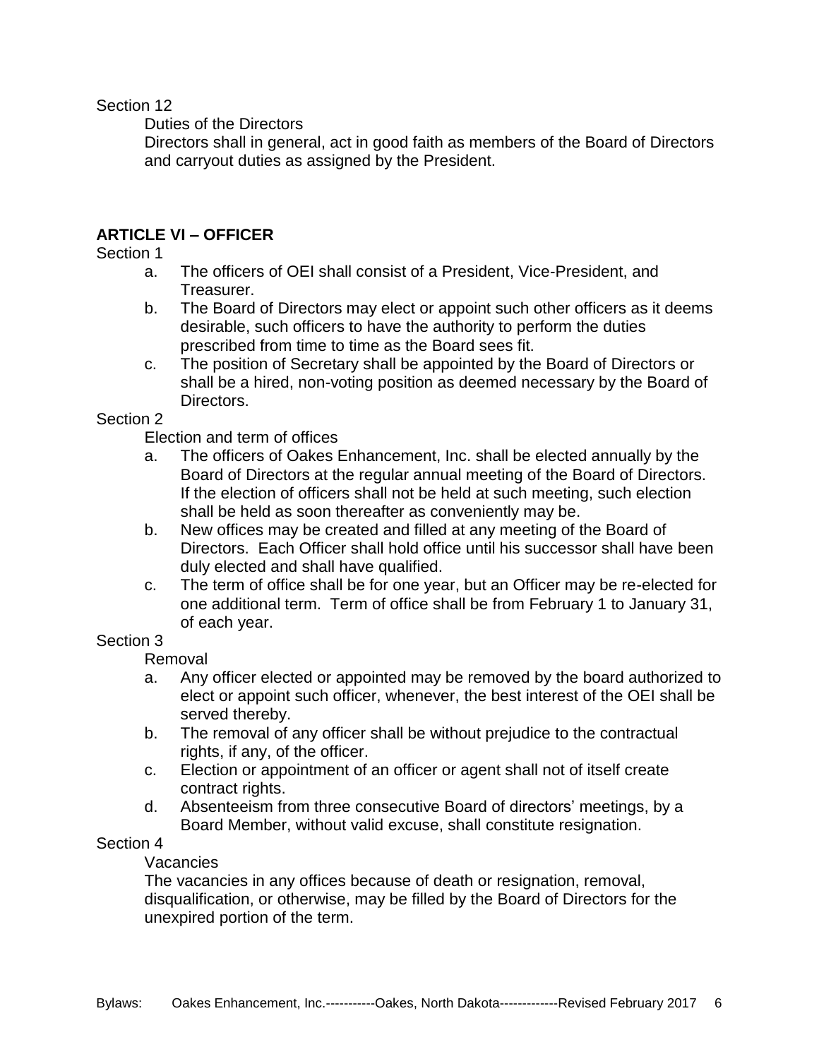Section 12

Duties of the Directors

Directors shall in general, act in good faith as members of the Board of Directors and carryout duties as assigned by the President.

## ARTICLE VI – OFFICER

Section 1

a. The officers of OEI shall consist of a President, Vice-President, and Treasurer.
b. The Board of Directors may elect or appoint such other officers as it deems desirable, such officers to have the authority to perform the duties prescribed from time to time as the Board sees fit.
c. The position of Secretary shall be appointed by the Board of Directors or shall be a hired, non-voting position as deemed necessary by the Board of Directors.

Section 2

Election and term of offices

a. The officers of Oakes Enhancement, Inc. shall be elected annually by the Board of Directors at the regular annual meeting of the Board of Directors. If the election of officers shall not be held at such meeting, such election shall be held as soon thereafter as conveniently may be.
b. New offices may be created and filled at any meeting of the Board of Directors. Each Officer shall hold office until his successor shall have been duly elected and shall have qualified.
c. The term of office shall be for one year, but an Officer may be re-elected for one additional term. Term of office shall be from February 1 to January 31, of each year.

Section 3

Removal

a. Any officer elected or appointed may be removed by the board authorized to elect or appoint such officer, whenever, the best interest of the OEI shall be served thereby.
b. The removal of any officer shall be without prejudice to the contractual rights, if any, of the officer.
c. Election or appointment of an officer or agent shall not of itself create contract rights.
d. Absenteeism from three consecutive Board of directors' meetings, by a Board Member, without valid excuse, shall constitute resignation.

Section 4

Vacancies

The vacancies in any offices because of death or resignation, removal, disqualification, or otherwise, may be filled by the Board of Directors for the unexpired portion of the term.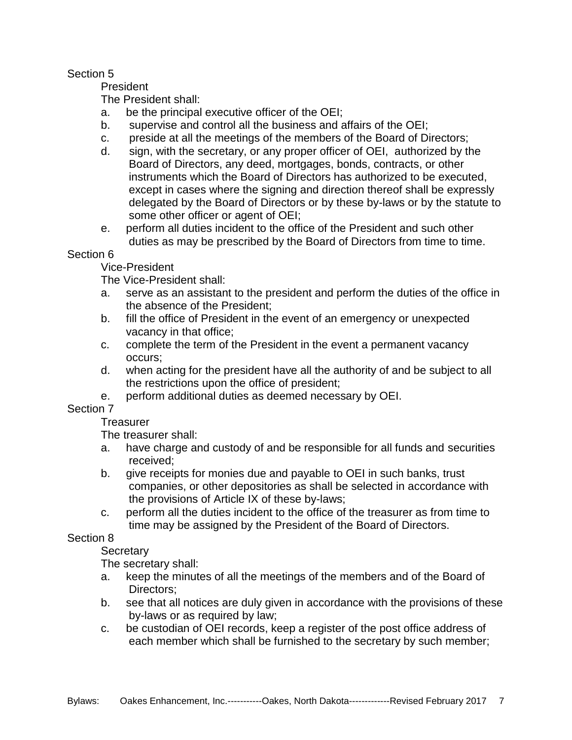Section 5

President

The President shall:

a. be the principal executive officer of the OEI;
b. supervise and control all the business and affairs of the OEI;
c. preside at all the meetings of the members of the Board of Directors;
d. sign, with the secretary, or any proper officer of OEI, authorized by the Board of Directors, any deed, mortgages, bonds, contracts, or other instruments which the Board of Directors has authorized to be executed, except in cases where the signing and direction thereof shall be expressly delegated by the Board of Directors or by these by-laws or by the statute to some other officer or agent of OEI;
e. perform all duties incident to the office of the President and such other duties as may be prescribed by the Board of Directors from time to time.

Section 6

Vice-President

The Vice-President shall:

a. serve as an assistant to the president and perform the duties of the office in the absence of the President;
b. fill the office of President in the event of an emergency or unexpected vacancy in that office;
c. complete the term of the President in the event a permanent vacancy occurs;
d. when acting for the president have all the authority of and be subject to all the restrictions upon the office of president;
e. perform additional duties as deemed necessary by OEI.

Section 7

Treasurer

The treasurer shall:

a. have charge and custody of and be responsible for all funds and securities received;
b. give receipts for monies due and payable to OEI in such banks, trust companies, or other depositories as shall be selected in accordance with the provisions of Article IX of these by-laws;
c. perform all the duties incident to the office of the treasurer as from time to time may be assigned by the President of the Board of Directors.

Section 8

Secretary

The secretary shall:

a. keep the minutes of all the meetings of the members and of the Board of Directors;
b. see that all notices are duly given in accordance with the provisions of these by-laws or as required by law;
c. be custodian of OEI records, keep a register of the post office address of each member which shall be furnished to the secretary by such member;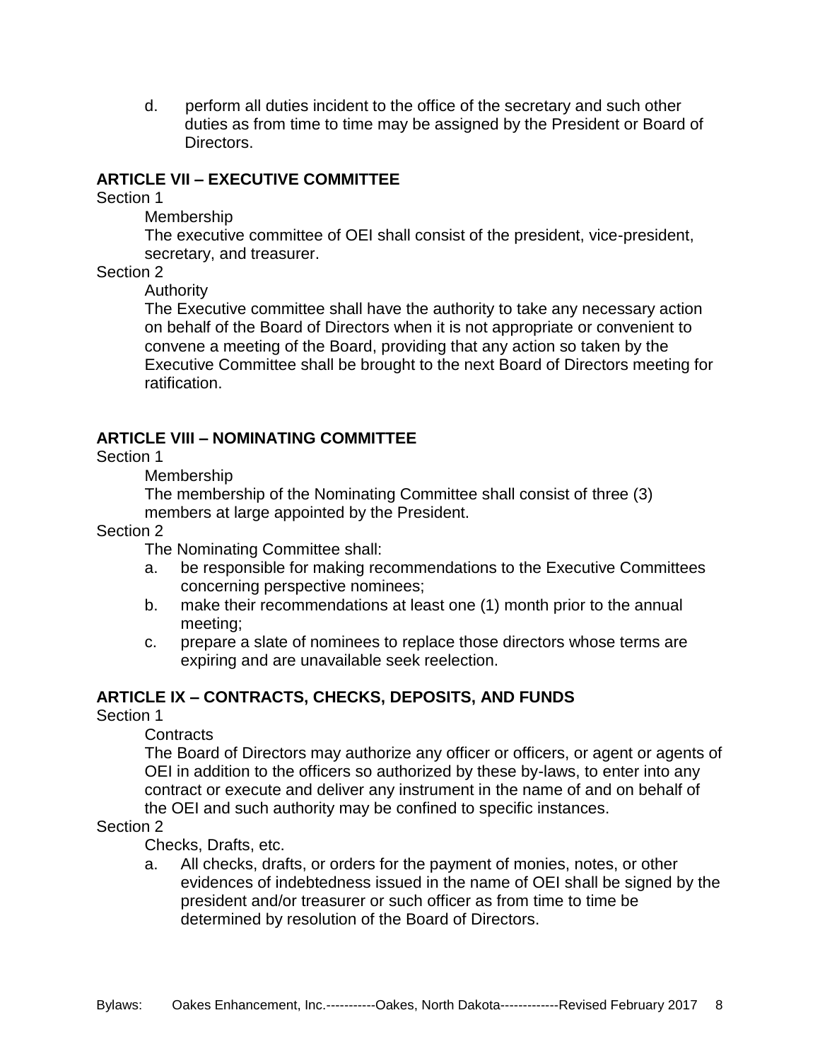d. perform all duties incident to the office of the secretary and such other duties as from time to time may be assigned by the President or Board of Directors.

## ARTICLE VII – EXECUTIVE COMMITTEE

Section 1

Membership

The executive committee of OEI shall consist of the president, vice-president, secretary, and treasurer.

Section 2

Authority

The Executive committee shall have the authority to take any necessary action on behalf of the Board of Directors when it is not appropriate or convenient to convene a meeting of the Board, providing that any action so taken by the Executive Committee shall be brought to the next Board of Directors meeting for ratification.

## ARTICLE VIII – NOMINATING COMMITTEE

Section 1

Membership

The membership of the Nominating Committee shall consist of three (3) members at large appointed by the President.

Section 2

The Nominating Committee shall:

a. be responsible for making recommendations to the Executive Committees concerning perspective nominees;
b. make their recommendations at least one (1) month prior to the annual meeting;
c. prepare a slate of nominees to replace those directors whose terms are expiring and are unavailable seek reelection.

## ARTICLE IX – CONTRACTS, CHECKS, DEPOSITS, AND FUNDS

Section 1

Contracts

The Board of Directors may authorize any officer or officers, or agent or agents of OEI in addition to the officers so authorized by these by-laws, to enter into any contract or execute and deliver any instrument in the name of and on behalf of the OEI and such authority may be confined to specific instances.

Section 2

Checks, Drafts, etc.

a. All checks, drafts, or orders for the payment of monies, notes, or other evidences of indebtedness issued in the name of OEI shall be signed by the president and/or treasurer or such officer as from time to time be determined by resolution of the Board of Directors.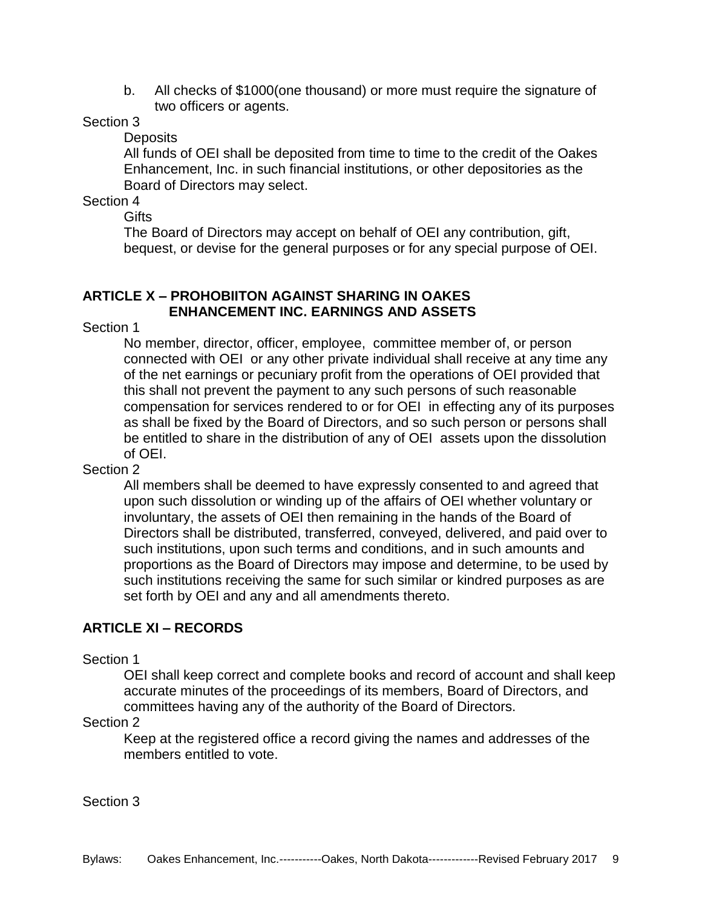b. All checks of $1000(one thousand) or more must require the signature of two officers or agents.

Section 3

Deposits

All funds of OEI shall be deposited from time to time to the credit of the Oakes Enhancement, Inc. in such financial institutions, or other depositories as the Board of Directors may select.

Section 4

Gifts

The Board of Directors may accept on behalf of OEI any contribution, gift, bequest, or devise for the general purposes or for any special purpose of OEI.

## ARTICLE X – PROHOBIITON AGAINST SHARING IN OAKES ENHANCEMENT INC. EARNINGS AND ASSETS

Section 1

No member, director, officer, employee, committee member of, or person connected with OEI or any other private individual shall receive at any time any of the net earnings or pecuniary profit from the operations of OEI provided that this shall not prevent the payment to any such persons of such reasonable compensation for services rendered to or for OEI in effecting any of its purposes as shall be fixed by the Board of Directors, and so such person or persons shall be entitled to share in the distribution of any of OEI assets upon the dissolution of OEI.

Section 2

All members shall be deemed to have expressly consented to and agreed that upon such dissolution or winding up of the affairs of OEI whether voluntary or involuntary, the assets of OEI then remaining in the hands of the Board of Directors shall be distributed, transferred, conveyed, delivered, and paid over to such institutions, upon such terms and conditions, and in such amounts and proportions as the Board of Directors may impose and determine, to be used by such institutions receiving the same for such similar or kindred purposes as are set forth by OEI and any and all amendments thereto.

## ARTICLE XI – RECORDS

Section 1

OEI shall keep correct and complete books and record of account and shall keep accurate minutes of the proceedings of its members, Board of Directors, and committees having any of the authority of the Board of Directors.

Section 2

Keep at the registered office a record giving the names and addresses of the members entitled to vote.

Section 3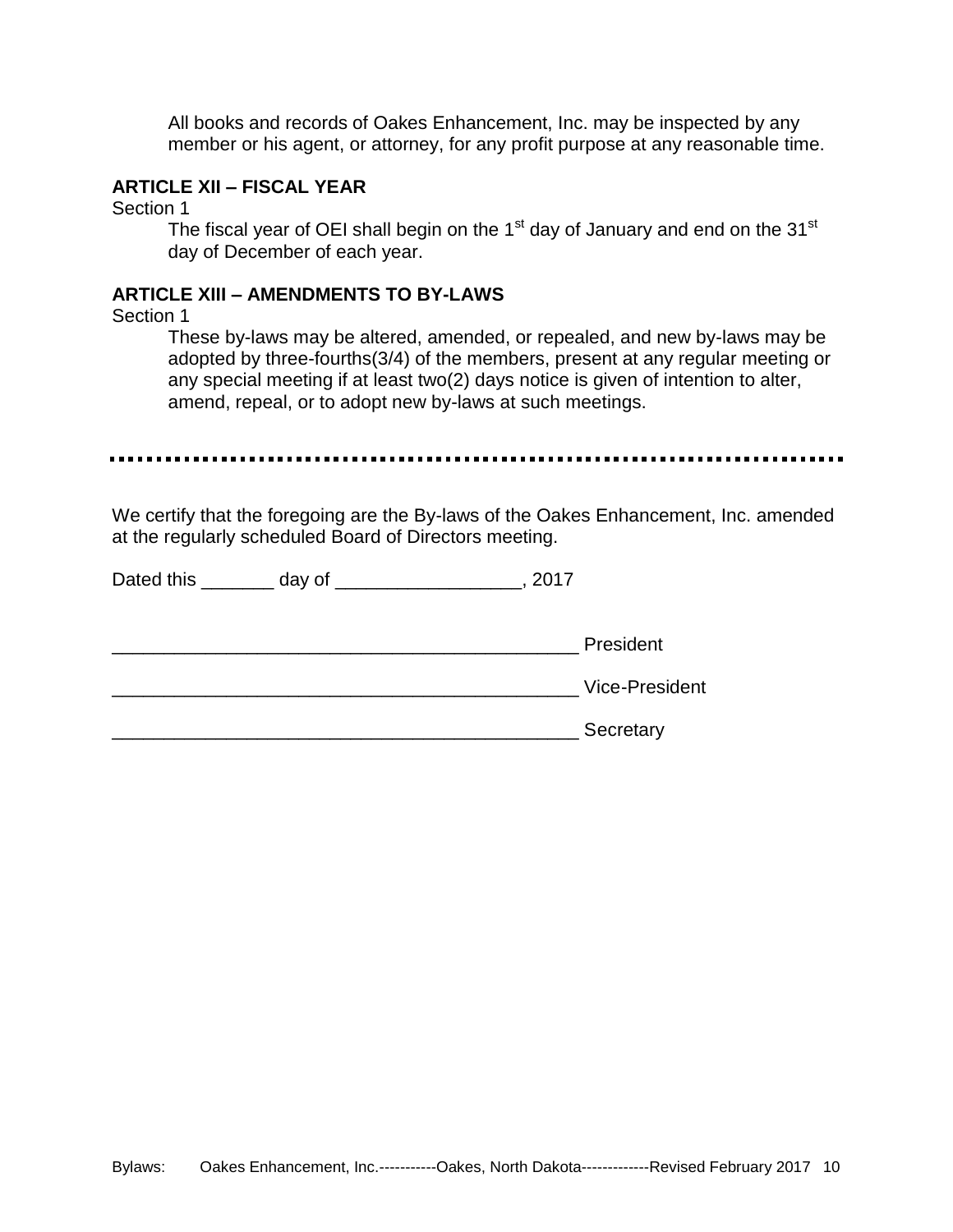All books and records of Oakes Enhancement, Inc. may be inspected by any member or his agent, or attorney, for any profit purpose at any reasonable time.

**ARTICLE XII – FISCAL YEAR**

Section 1

The fiscal year of OEI shall begin on the 1st day of January and end on the 31st day of December of each year.

**ARTICLE XIII – AMENDMENTS TO BY-LAWS**

Section 1

These by-laws may be altered, amended, or repealed, and new by-laws may be adopted by three-fourths(3/4) of the members, present at any regular meeting or any special meeting if at least two(2) days notice is given of intention to alter, amend, repeal, or to adopt new by-laws at such meetings.

---

We certify that the foregoing are the By-laws of the Oakes Enhancement, Inc. amended at the regularly scheduled Board of Directors meeting.

Dated this _______ day of _________________, 2017

_____________________________________________ President

_____________________________________________ Vice-President

_____________________________________________ Secretary